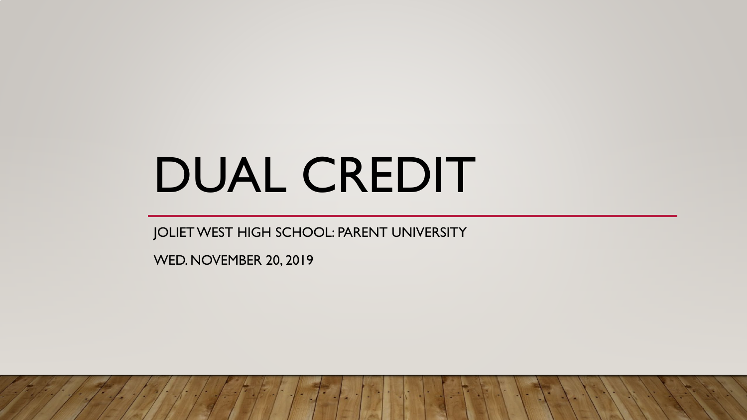# DUAL CREDIT

JOLIET WEST HIGH SCHOOL: PARENT UNIVERSITY

WED. NOVEMBER 20, 2019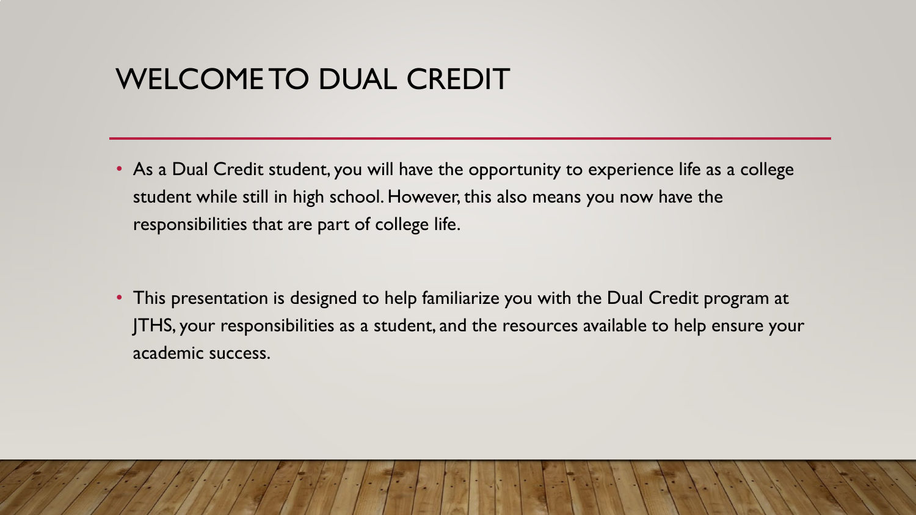# WELCOME TO DUAL CREDIT

- As a Dual Credit student, you will have the opportunity to experience life as a college student while still in high school. However, this also means you now have the responsibilities that are part of college life.

- This presentation is designed to help familiarize you with the Dual Credit program at JTHS, your responsibilities as a student, and the resources available to help ensure your academic success.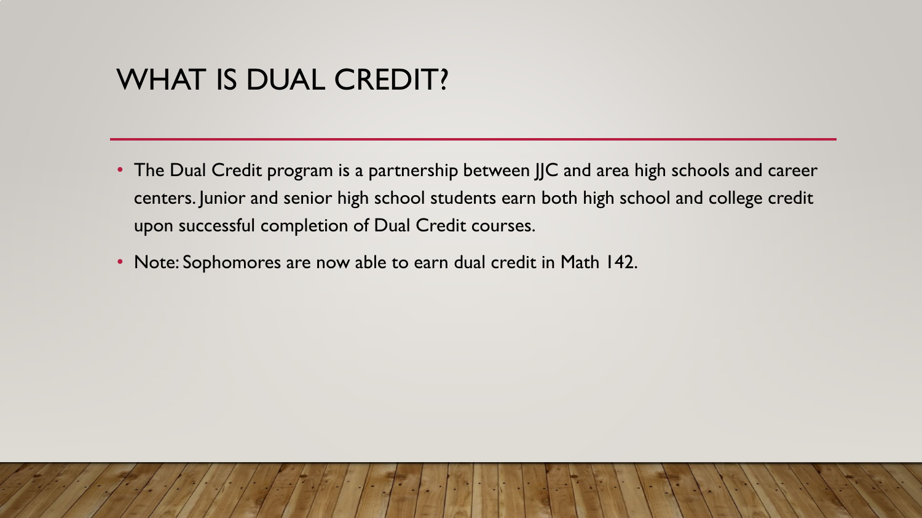# WHAT IS DUAL CREDIT?

- The Dual Credit program is a partnership between JJC and area high schools and career centers. Junior and senior high school students earn both high school and college credit upon successful completion of Dual Credit courses.
- Note: Sophomores are now able to earn dual credit in Math 142.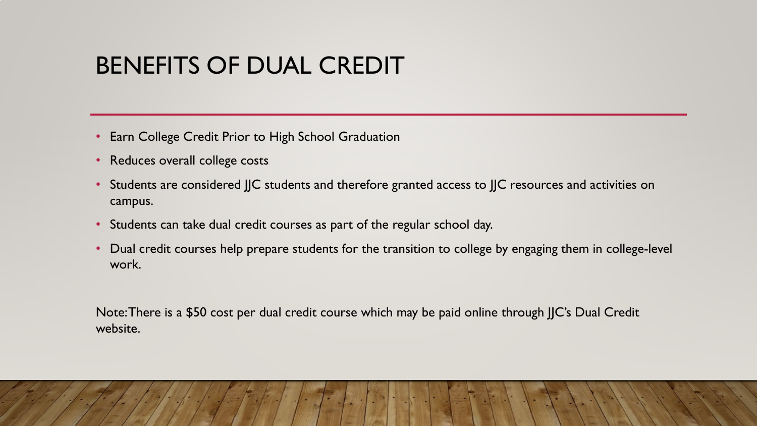# BENEFITS OF DUAL CREDIT

- Earn College Credit Prior to High School Graduation
- Reduces overall college costs
- Students are considered JJC students and therefore granted access to JJC resources and activities on campus.
- Students can take dual credit courses as part of the regular school day.
- Dual credit courses help prepare students for the transition to college by engaging them in college-level work.

Note: There is a $50 cost per dual credit course which may be paid online through JJC's Dual Credit website.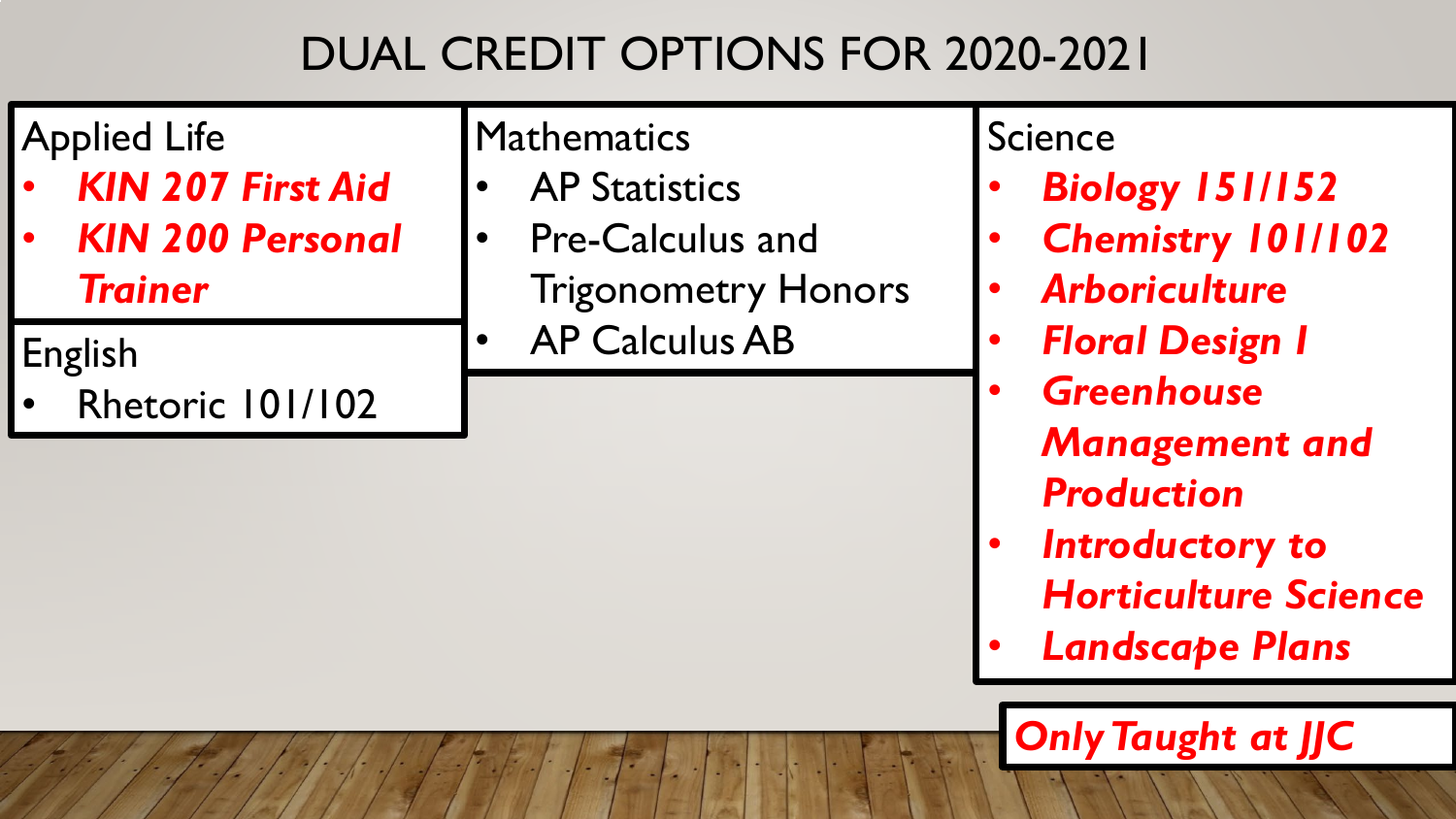# DUAL CREDIT OPTIONS FOR 2020-2021

## Applied Life

- ***KIN 207 First Aid***
- ***KIN 200 Personal Trainer***

## English

- Rhetoric 101/102

## Mathematics

- AP Statistics
- Pre-Calculus and Trigonometry Honors
- AP Calculus AB

## Science

- ***Biology 151/152***
- ***Chemistry 101/102***
- ***Arboriculture***
- ***Floral Design I***
- ***Greenhouse Management and Production***
- ***Introductory to Horticulture Science***
- ***Landscape Plans***

***Only Taught at JJC***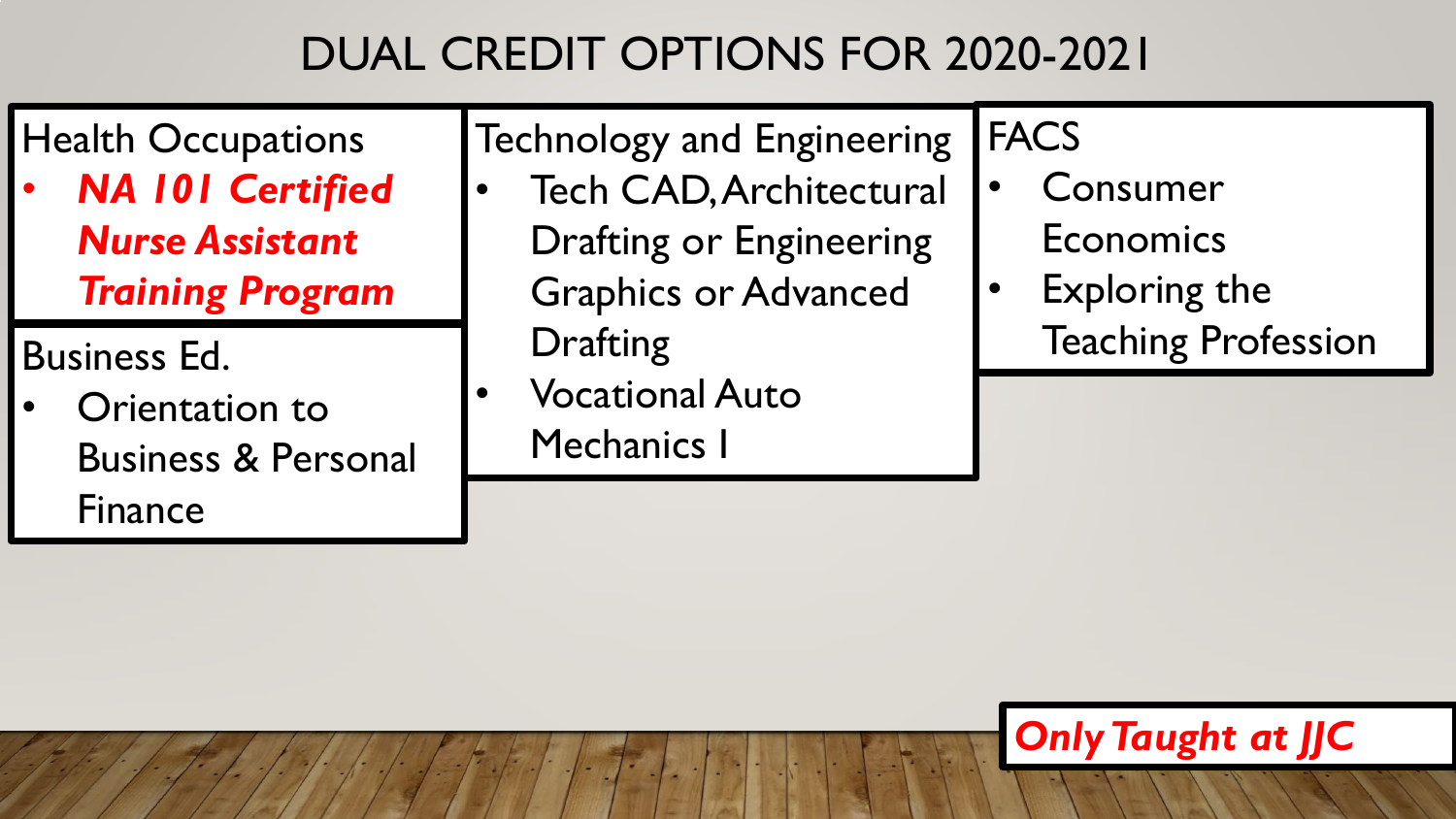# DUAL CREDIT OPTIONS FOR 2020-2021

### Health Occupations

- ***NA 101 Certified Nurse Assistant Training Program***

### Business Ed.

- Orientation to Business & Personal Finance

### Technology and Engineering

- Tech CAD, Architectural Drafting or Engineering Graphics or Advanced Drafting
- Vocational Auto Mechanics I

### FACS

- Consumer Economics
- Exploring the Teaching Profession

***Only Taught at JJC***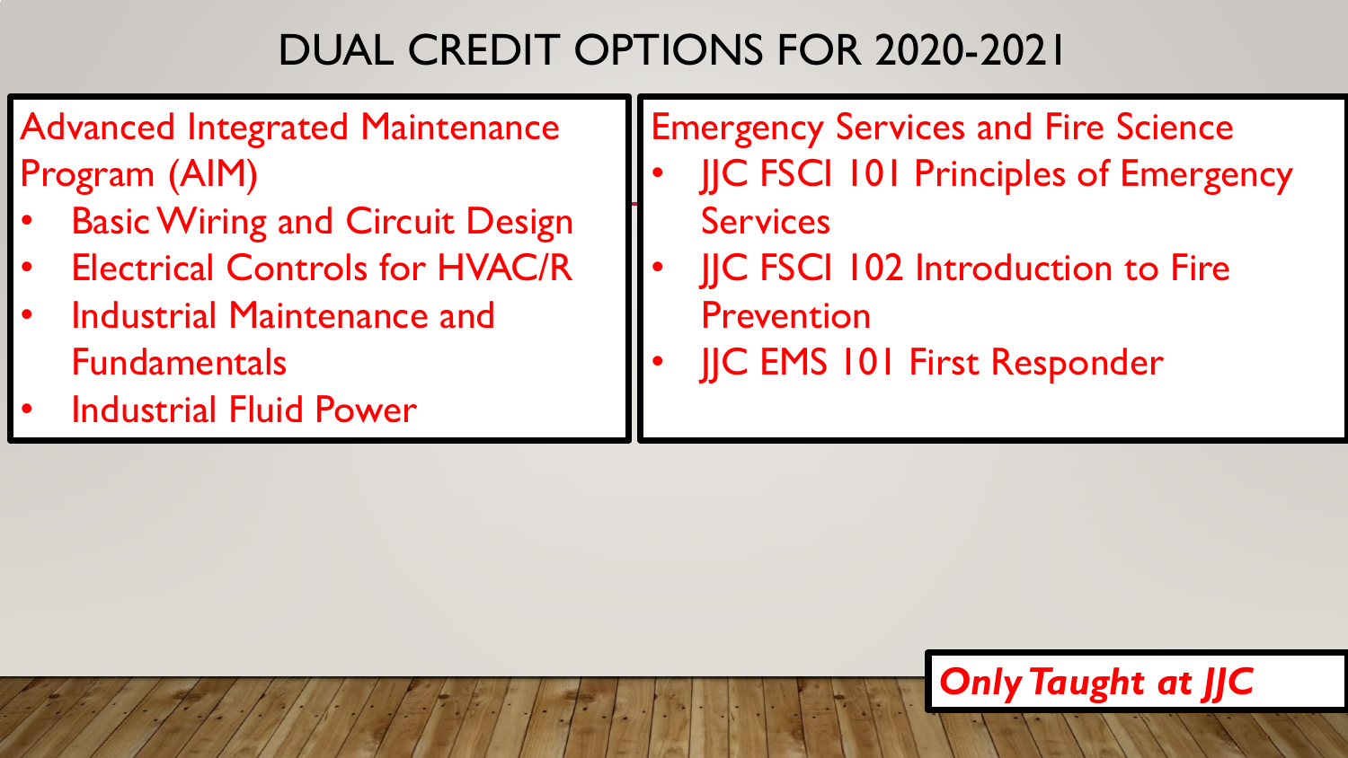# DUAL CREDIT OPTIONS FOR 2020-2021

## Advanced Integrated Maintenance Program (AIM)

- Basic Wiring and Circuit Design
- Electrical Controls for HVAC/R
- Industrial Maintenance and Fundamentals
- Industrial Fluid Power

## Emergency Services and Fire Science

- JJC FSCI 101 Principles of Emergency Services
- JJC FSCI 102 Introduction to Fire Prevention
- JJC EMS 101 First Responder

***Only Taught at JJC***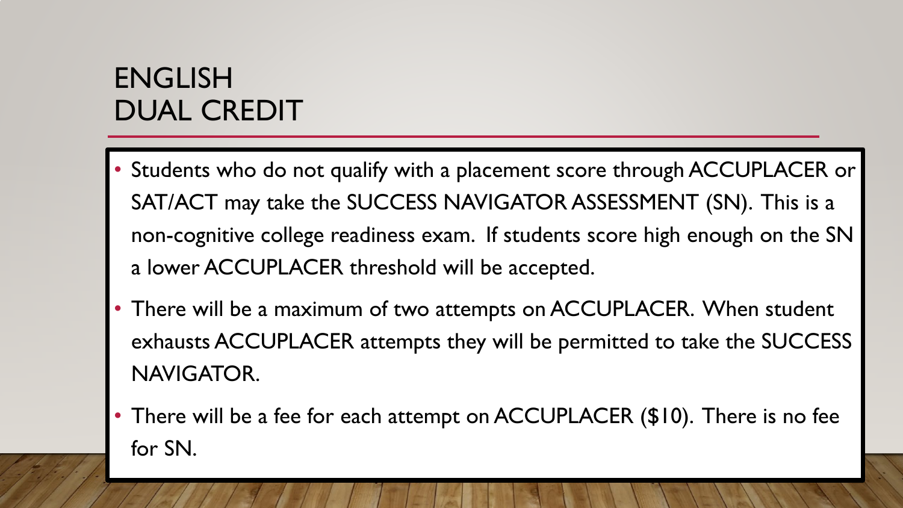# ENGLISH DUAL CREDIT

- Students who do not qualify with a placement score through ACCUPLACER or SAT/ACT may take the SUCCESS NAVIGATOR ASSESSMENT (SN). This is a non-cognitive college readiness exam. If students score high enough on the SN a lower ACCUPLACER threshold will be accepted.
- There will be a maximum of two attempts on ACCUPLACER. When student exhausts ACCUPLACER attempts they will be permitted to take the SUCCESS NAVIGATOR.
- There will be a fee for each attempt on ACCUPLACER ($10). There is no fee for SN.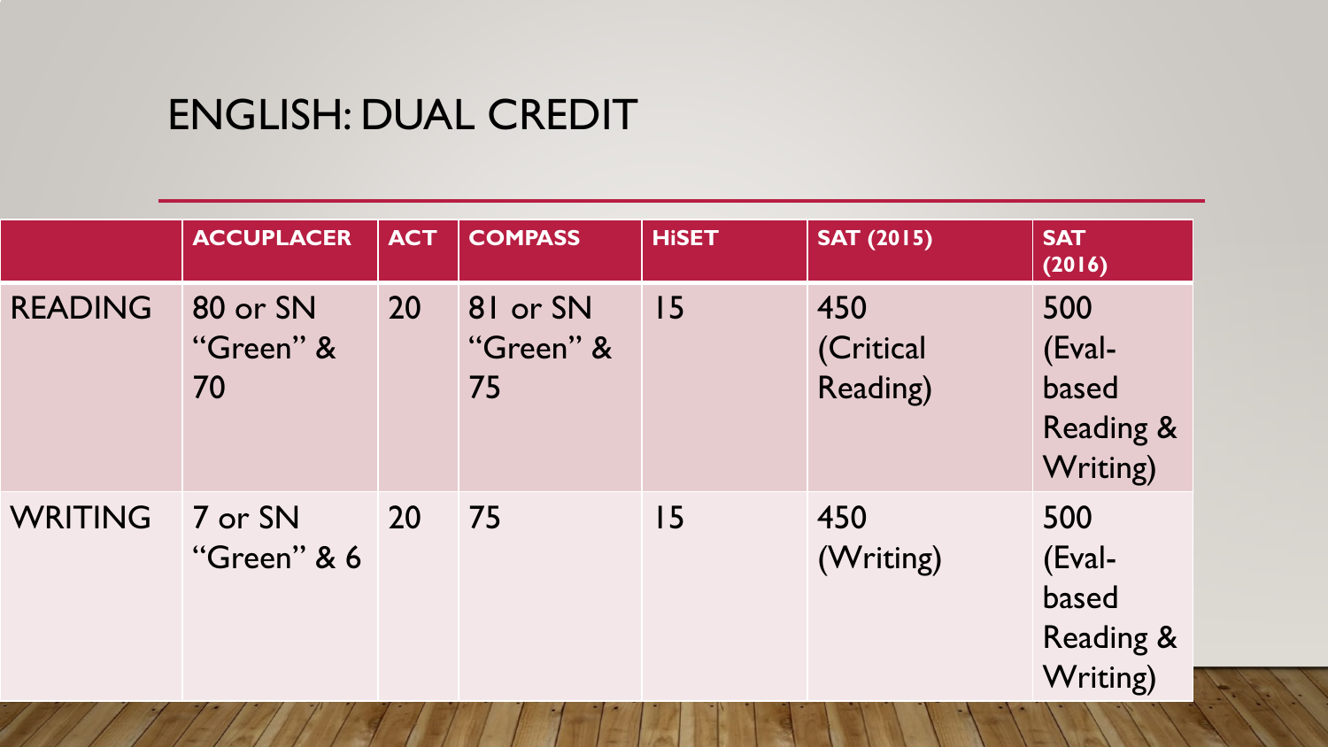# ENGLISH: DUAL CREDIT

| | ACCUPLACER | ACT | COMPASS | HiSET | SAT (2015) | SAT (2016) |
|---|---|---|---|---|---|---|
| READING | 80 or SN "Green" & 70 | 20 | 81 or SN "Green" & 75 | 15 | 450 (Critical Reading) | 500 (Eval-based Reading & Writing) |
| WRITING | 7 or SN "Green" & 6 | 20 | 75 | 15 | 450 (Writing) | 500 (Eval-based Reading & Writing) |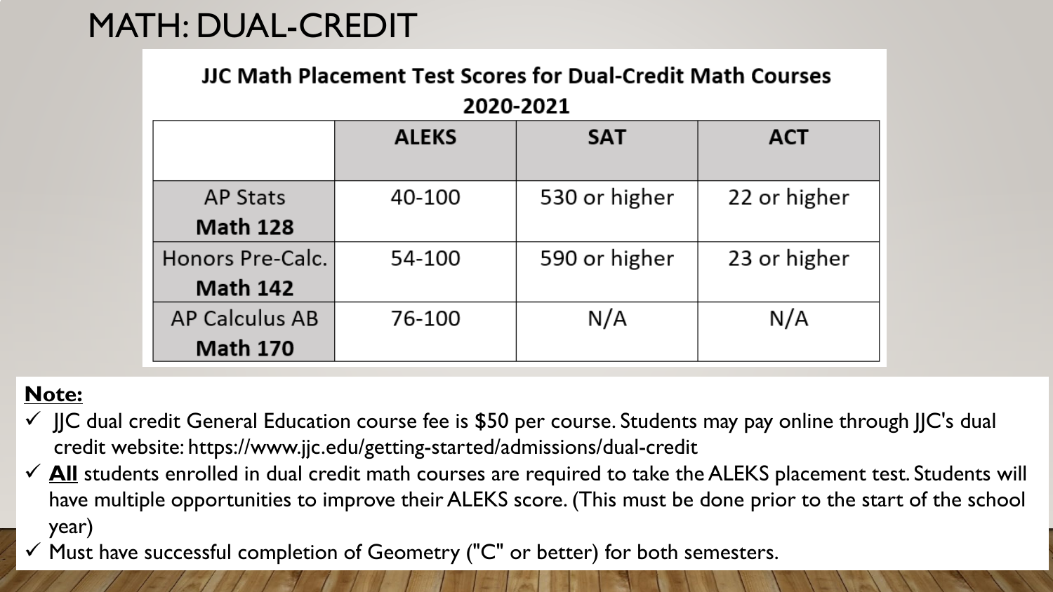# MATH: DUAL-CREDIT

**JJC Math Placement Test Scores for Dual-Credit Math Courses 2020-2021**

| | ALEKS | SAT | ACT |
|---|---|---|---|
| AP Stats **Math 128** | 40-100 | 530 or higher | 22 or higher |
| Honors Pre-Calc. **Math 142** | 54-100 | 590 or higher | 23 or higher |
| AP Calculus AB **Math 170** | 76-100 | N/A | N/A |

**Note:**

- ✓ JJC dual credit General Education course fee is $50 per course. Students may pay online through JJC's dual credit website: https://www.jjc.edu/getting-started/admissions/dual-credit
- ✓ **All** students enrolled in dual credit math courses are required to take the ALEKS placement test. Students will have multiple opportunities to improve their ALEKS score. (This must be done prior to the start of the school year)
- ✓ Must have successful completion of Geometry ("C" or better) for both semesters.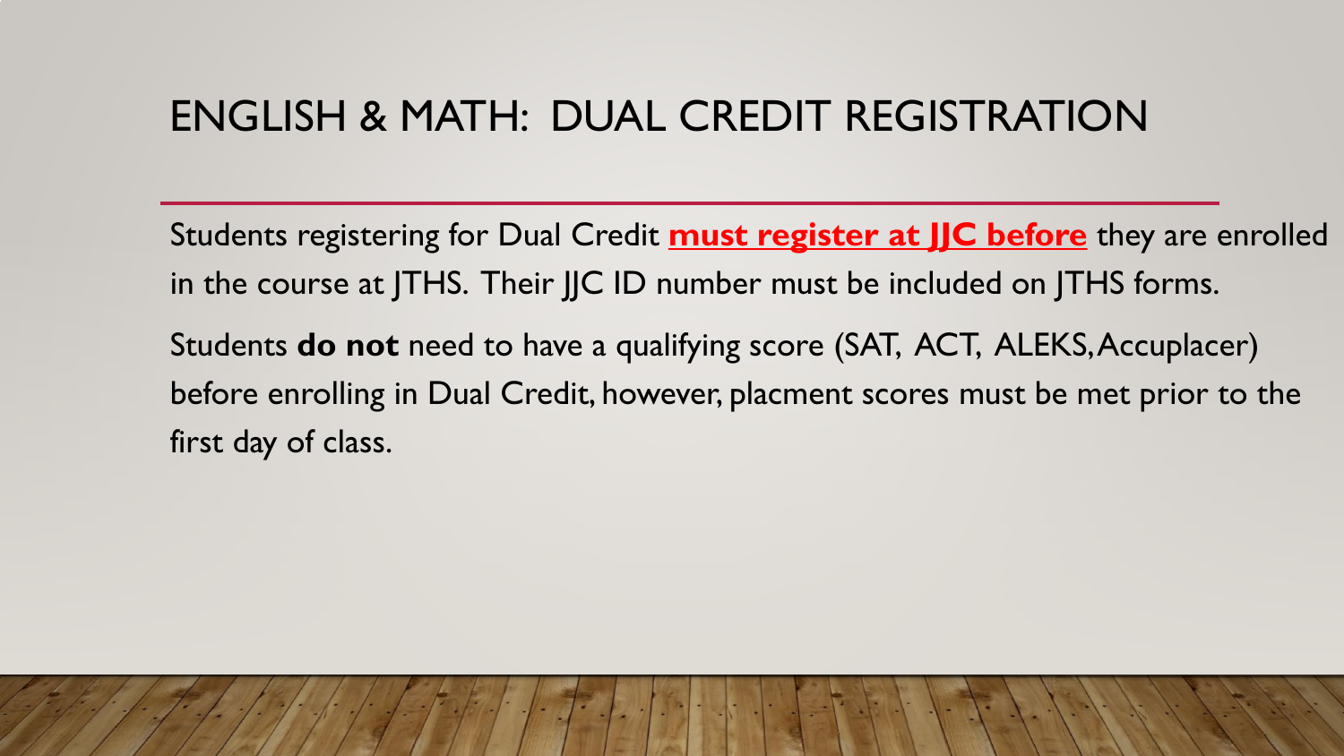# ENGLISH & MATH: DUAL CREDIT REGISTRATION

Students registering for Dual Credit **must register at JJC before** they are enrolled in the course at JTHS. Their JJC ID number must be included on JTHS forms.

Students **do not** need to have a qualifying score (SAT, ACT, ALEKS, Accuplacer) before enrolling in Dual Credit, however, placment scores must be met prior to the first day of class.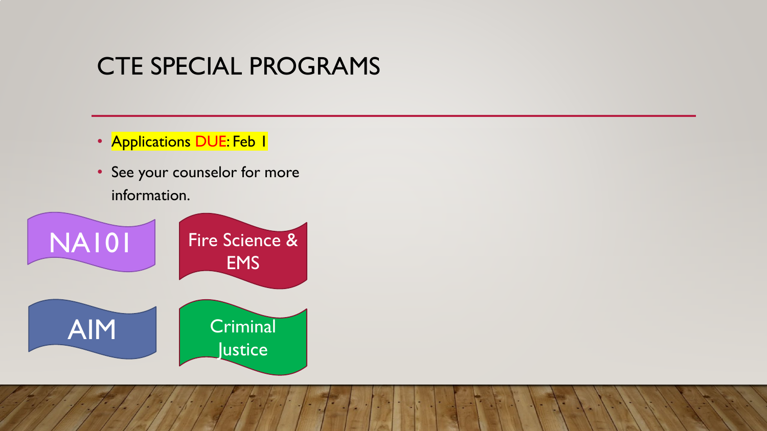# CTE SPECIAL PROGRAMS

- Applications DUE: Feb 1
- See your counselor for more information.

NA101

Fire Science & EMS

AIM

Criminal Justice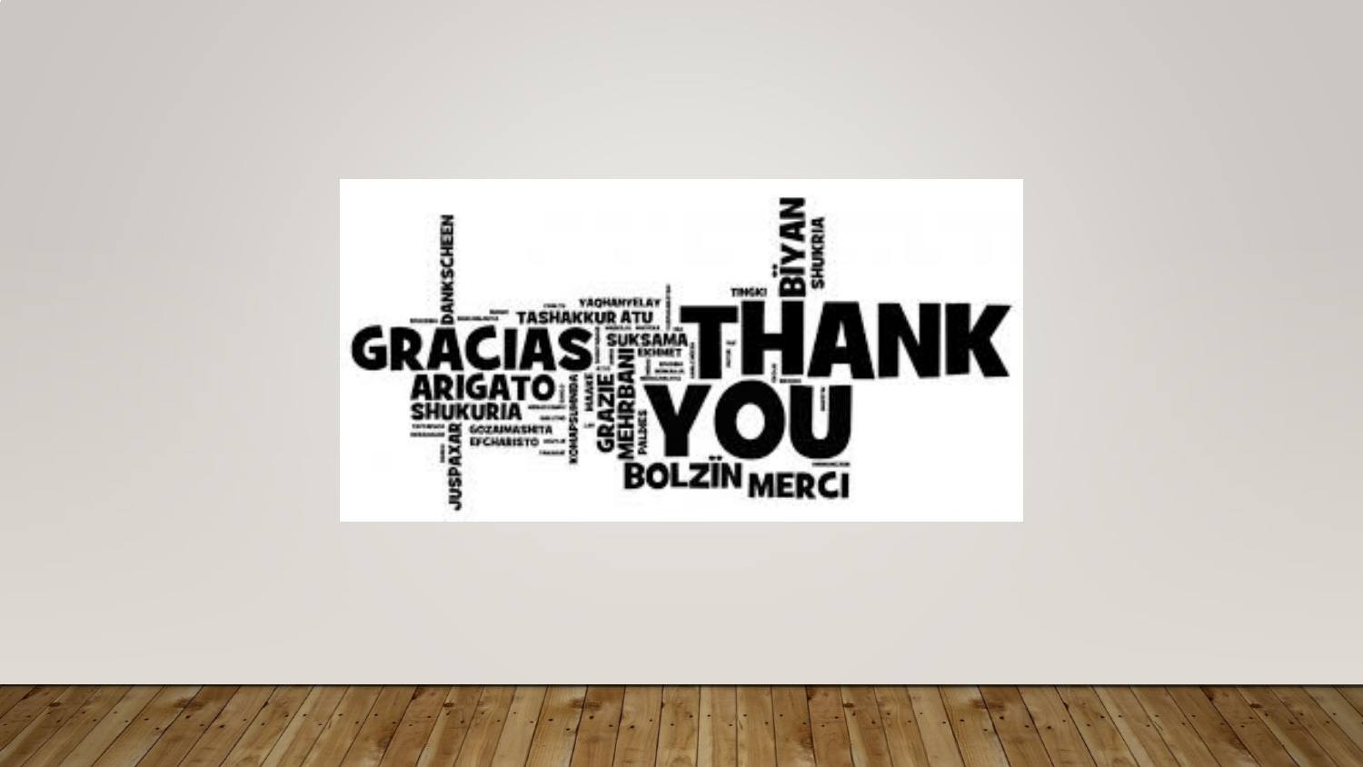THANK YOU

GRACIAS

ARIGATO

SHUKURIA

DANKSCHEEN

TASHAKKUR ATU

YAQHANYELAY

SUKSAMA

EKHMET

GRAZIE

MEHRBANI

BIYAN

SHUKRIA

TINGKI

GOZAIMASHITA

EFCHARISTO

JUSPAXAR

KOMAPSUMNIDA

BOLZÏN

MERCI